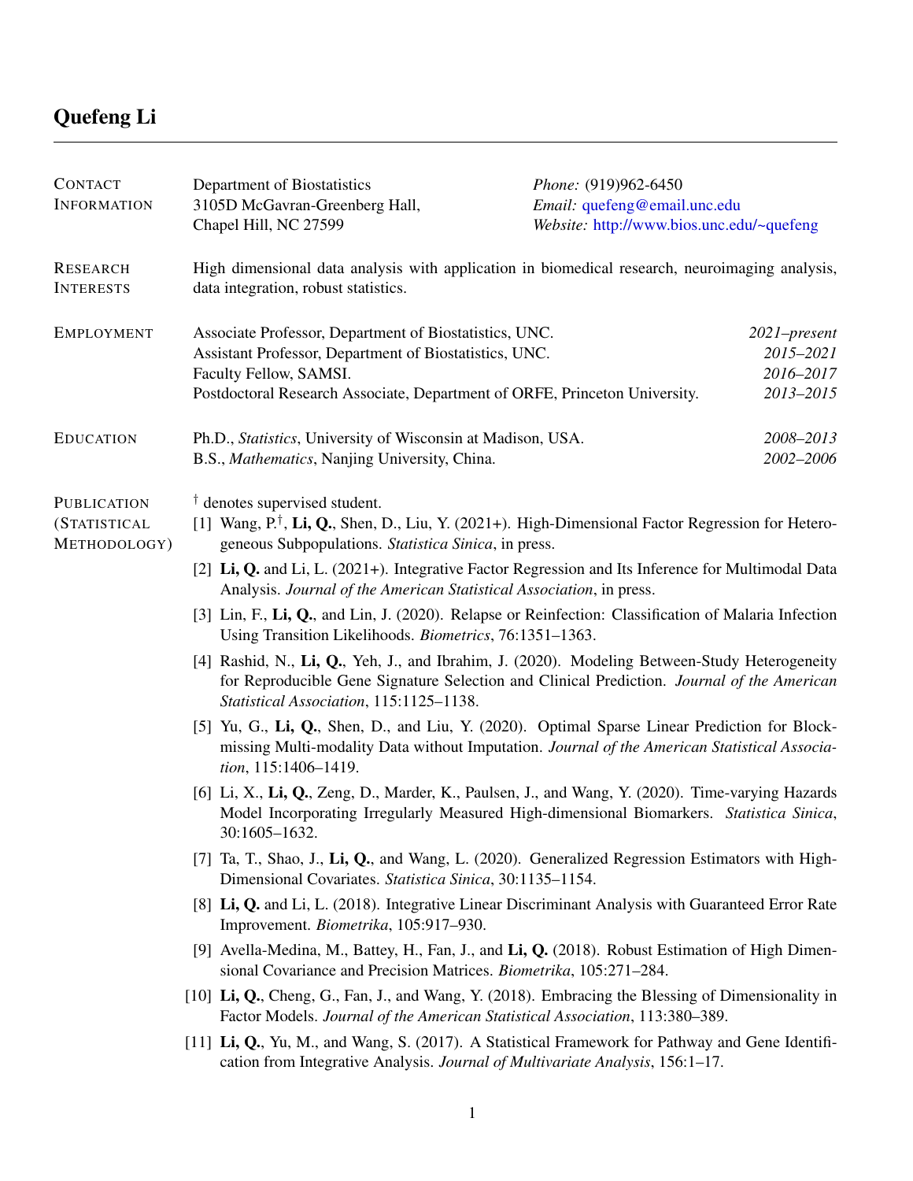# Quefeng Li

---

## Contact Information

Department of Biostatistics
3105D McGavran-Greenberg Hall,
Chapel Hill, NC 27599

*Phone:* (919)962-6450
*Email:* quefeng@email.unc.edu
*Website:* http://www.bios.unc.edu/~quefeng

## Research Interests

High dimensional data analysis with application in biomedical research, neuroimaging analysis, data integration, robust statistics.

## Employment

Associate Professor, Department of Biostatistics, UNC. *2021–present*
Assistant Professor, Department of Biostatistics, UNC. *2015–2021*
Faculty Fellow, SAMSI. *2016–2017*
Postdoctoral Research Associate, Department of ORFE, Princeton University. *2013–2015*

## Education

Ph.D., *Statistics*, University of Wisconsin at Madison, USA. *2008–2013*
B.S., *Mathematics*, Nanjing University, China. *2002–2006*

## Publication (Statistical Methodology)

† denotes supervised student.

[1] Wang, P.†, **Li, Q.**, Shen, D., Liu, Y. (2021+). High-Dimensional Factor Regression for Heterogeneous Subpopulations. *Statistica Sinica*, in press.

[2] **Li, Q.** and Li, L. (2021+). Integrative Factor Regression and Its Inference for Multimodal Data Analysis. *Journal of the American Statistical Association*, in press.

[3] Lin, F., **Li, Q.**, and Lin, J. (2020). Relapse or Reinfection: Classification of Malaria Infection Using Transition Likelihoods. *Biometrics*, 76:1351–1363.

[4] Rashid, N., **Li, Q.**, Yeh, J., and Ibrahim, J. (2020). Modeling Between-Study Heterogeneity for Reproducible Gene Signature Selection and Clinical Prediction. *Journal of the American Statistical Association*, 115:1125–1138.

[5] Yu, G., **Li, Q.**, Shen, D., and Liu, Y. (2020). Optimal Sparse Linear Prediction for Block-missing Multi-modality Data without Imputation. *Journal of the American Statistical Association*, 115:1406–1419.

[6] Li, X., **Li, Q.**, Zeng, D., Marder, K., Paulsen, J., and Wang, Y. (2020). Time-varying Hazards Model Incorporating Irregularly Measured High-dimensional Biomarkers. *Statistica Sinica*, 30:1605–1632.

[7] Ta, T., Shao, J., **Li, Q.**, and Wang, L. (2020). Generalized Regression Estimators with High-Dimensional Covariates. *Statistica Sinica*, 30:1135–1154.

[8] **Li, Q.** and Li, L. (2018). Integrative Linear Discriminant Analysis with Guaranteed Error Rate Improvement. *Biometrika*, 105:917–930.

[9] Avella-Medina, M., Battey, H., Fan, J., and **Li, Q.** (2018). Robust Estimation of High Dimensional Covariance and Precision Matrices. *Biometrika*, 105:271–284.

[10] **Li, Q.**, Cheng, G., Fan, J., and Wang, Y. (2018). Embracing the Blessing of Dimensionality in Factor Models. *Journal of the American Statistical Association*, 113:380–389.

[11] **Li, Q.**, Yu, M., and Wang, S. (2017). A Statistical Framework for Pathway and Gene Identification from Integrative Analysis. *Journal of Multivariate Analysis*, 156:1–17.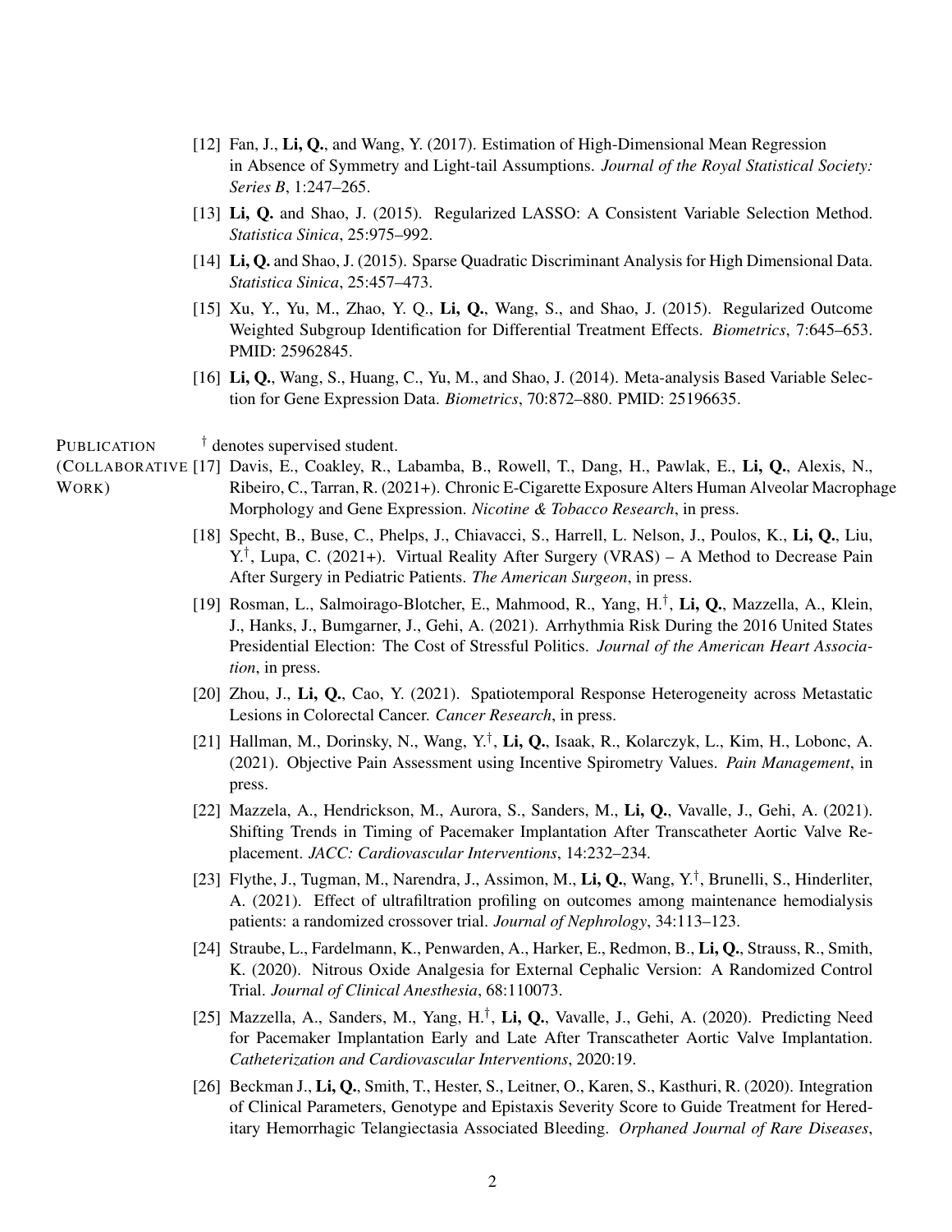[12] Fan, J., **Li, Q.**, and Wang, Y. (2017). Estimation of High-Dimensional Mean Regression in Absence of Symmetry and Light-tail Assumptions. *Journal of the Royal Statistical Society: Series B*, 1:247–265.

[13] **Li, Q.** and Shao, J. (2015). Regularized LASSO: A Consistent Variable Selection Method. *Statistica Sinica*, 25:975–992.

[14] **Li, Q.** and Shao, J. (2015). Sparse Quadratic Discriminant Analysis for High Dimensional Data. *Statistica Sinica*, 25:457–473.

[15] Xu, Y., Yu, M., Zhao, Y. Q., **Li, Q.**, Wang, S., and Shao, J. (2015). Regularized Outcome Weighted Subgroup Identification for Differential Treatment Effects. *Biometrics*, 7:645–653. PMID: 25962845.

[16] **Li, Q.**, Wang, S., Huang, C., Yu, M., and Shao, J. (2014). Meta-analysis Based Variable Selection for Gene Expression Data. *Biometrics*, 70:872–880. PMID: 25196635.

## PUBLICATION (COLLABORATIVE WORK)

† denotes supervised student.

[17] Davis, E., Coakley, R., Labamba, B., Rowell, T., Dang, H., Pawlak, E., **Li, Q.**, Alexis, N., Ribeiro, C., Tarran, R. (2021+). Chronic E-Cigarette Exposure Alters Human Alveolar Macrophage Morphology and Gene Expression. *Nicotine & Tobacco Research*, in press.

[18] Specht, B., Buse, C., Phelps, J., Chiavacci, S., Harrell, L. Nelson, J., Poulos, K., **Li, Q.**, Liu, Y.†, Lupa, C. (2021+). Virtual Reality After Surgery (VRAS) – A Method to Decrease Pain After Surgery in Pediatric Patients. *The American Surgeon*, in press.

[19] Rosman, L., Salmoirago-Blotcher, E., Mahmood, R., Yang, H.†, **Li, Q.**, Mazzella, A., Klein, J., Hanks, J., Bumgarner, J., Gehi, A. (2021). Arrhythmia Risk During the 2016 United States Presidential Election: The Cost of Stressful Politics. *Journal of the American Heart Association*, in press.

[20] Zhou, J., **Li, Q.**, Cao, Y. (2021). Spatiotemporal Response Heterogeneity across Metastatic Lesions in Colorectal Cancer. *Cancer Research*, in press.

[21] Hallman, M., Dorinsky, N., Wang, Y.†, **Li, Q.**, Isaak, R., Kolarczyk, L., Kim, H., Lobonc, A. (2021). Objective Pain Assessment using Incentive Spirometry Values. *Pain Management*, in press.

[22] Mazzela, A., Hendrickson, M., Aurora, S., Sanders, M., **Li, Q.**, Vavalle, J., Gehi, A. (2021). Shifting Trends in Timing of Pacemaker Implantation After Transcatheter Aortic Valve Replacement. *JACC: Cardiovascular Interventions*, 14:232–234.

[23] Flythe, J., Tugman, M., Narendra, J., Assimon, M., **Li, Q.**, Wang, Y.†, Brunelli, S., Hinderliter, A. (2021). Effect of ultrafiltration profiling on outcomes among maintenance hemodialysis patients: a randomized crossover trial. *Journal of Nephrology*, 34:113–123.

[24] Straube, L., Fardelmann, K., Penwarden, A., Harker, E., Redmon, B., **Li, Q.**, Strauss, R., Smith, K. (2020). Nitrous Oxide Analgesia for External Cephalic Version: A Randomized Control Trial. *Journal of Clinical Anesthesia*, 68:110073.

[25] Mazzella, A., Sanders, M., Yang, H.†, **Li, Q.**, Vavalle, J., Gehi, A. (2020). Predicting Need for Pacemaker Implantation Early and Late After Transcatheter Aortic Valve Implantation. *Catheterization and Cardiovascular Interventions*, 2020:19.

[26] Beckman J., **Li, Q.**, Smith, T., Hester, S., Leitner, O., Karen, S., Kasthuri, R. (2020). Integration of Clinical Parameters, Genotype and Epistaxis Severity Score to Guide Treatment for Hereditary Hemorrhagic Telangiectasia Associated Bleeding. *Orphaned Journal of Rare Diseases*,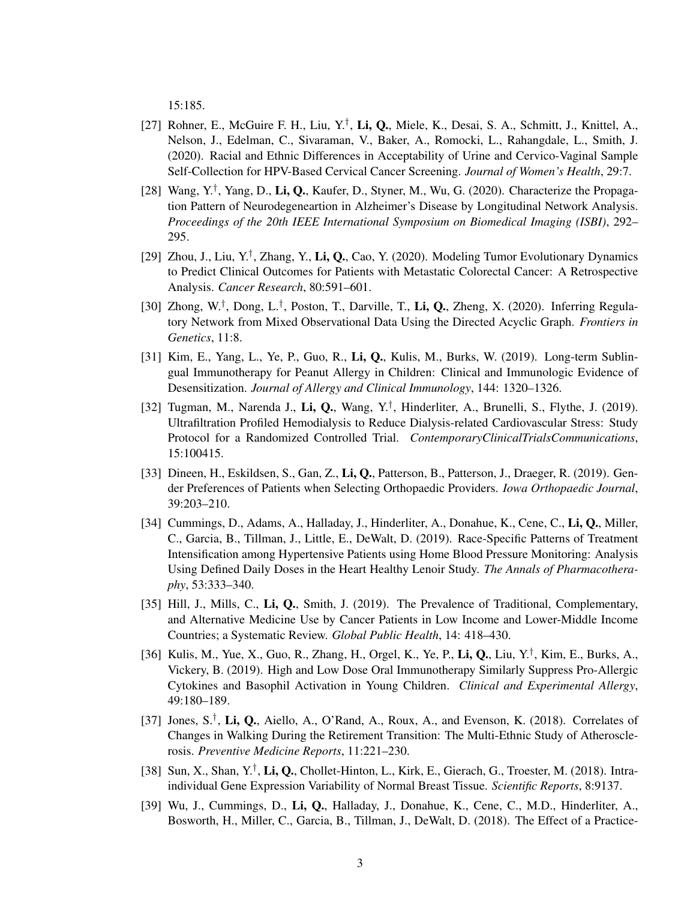15:185.

[27] Rohner, E., McGuire F. H., Liu, Y.[†], **Li, Q.**, Miele, K., Desai, S. A., Schmitt, J., Knittel, A., Nelson, J., Edelman, C., Sivaraman, V., Baker, A., Romocki, L., Rahangdale, L., Smith, J. (2020). Racial and Ethnic Differences in Acceptability of Urine and Cervico-Vaginal Sample Self-Collection for HPV-Based Cervical Cancer Screening. *Journal of Women's Health*, 29:7.

[28] Wang, Y.[†], Yang, D., **Li, Q.**, Kaufer, D., Styner, M., Wu, G. (2020). Characterize the Propagation Pattern of Neurodegeneartion in Alzheimer's Disease by Longitudinal Network Analysis. *Proceedings of the 20th IEEE International Symposium on Biomedical Imaging (ISBI)*, 292–295.

[29] Zhou, J., Liu, Y.[†], Zhang, Y., **Li, Q.**, Cao, Y. (2020). Modeling Tumor Evolutionary Dynamics to Predict Clinical Outcomes for Patients with Metastatic Colorectal Cancer: A Retrospective Analysis. *Cancer Research*, 80:591–601.

[30] Zhong, W.[†], Dong, L.[†], Poston, T., Darville, T., **Li, Q.**, Zheng, X. (2020). Inferring Regulatory Network from Mixed Observational Data Using the Directed Acyclic Graph. *Frontiers in Genetics*, 11:8.

[31] Kim, E., Yang, L., Ye, P., Guo, R., **Li, Q.**, Kulis, M., Burks, W. (2019). Long-term Sublingual Immunotherapy for Peanut Allergy in Children: Clinical and Immunologic Evidence of Desensitization. *Journal of Allergy and Clinical Immunology*, 144: 1320–1326.

[32] Tugman, M., Narenda J., **Li, Q.**, Wang, Y.[†], Hinderliter, A., Brunelli, S., Flythe, J. (2019). Ultrafiltration Profiled Hemodialysis to Reduce Dialysis-related Cardiovascular Stress: Study Protocol for a Randomized Controlled Trial. *ContemporaryClinicalTrialsCommunications*, 15:100415.

[33] Dineen, H., Eskildsen, S., Gan, Z., **Li, Q.**, Patterson, B., Patterson, J., Draeger, R. (2019). Gender Preferences of Patients when Selecting Orthopaedic Providers. *Iowa Orthopaedic Journal*, 39:203–210.

[34] Cummings, D., Adams, A., Halladay, J., Hinderliter, A., Donahue, K., Cene, C., **Li, Q.**, Miller, C., Garcia, B., Tillman, J., Little, E., DeWalt, D. (2019). Race-Specific Patterns of Treatment Intensification among Hypertensive Patients using Home Blood Pressure Monitoring: Analysis Using Defined Daily Doses in the Heart Healthy Lenoir Study. *The Annals of Pharmacotherapy*, 53:333–340.

[35] Hill, J., Mills, C., **Li, Q.**, Smith, J. (2019). The Prevalence of Traditional, Complementary, and Alternative Medicine Use by Cancer Patients in Low Income and Lower-Middle Income Countries; a Systematic Review. *Global Public Health*, 14: 418–430.

[36] Kulis, M., Yue, X., Guo, R., Zhang, H., Orgel, K., Ye, P., **Li, Q.**, Liu, Y.[†], Kim, E., Burks, A., Vickery, B. (2019). High and Low Dose Oral Immunotherapy Similarly Suppress Pro-Allergic Cytokines and Basophil Activation in Young Children. *Clinical and Experimental Allergy*, 49:180–189.

[37] Jones, S.[†], **Li, Q.**, Aiello, A., O'Rand, A., Roux, A., and Evenson, K. (2018). Correlates of Changes in Walking During the Retirement Transition: The Multi-Ethnic Study of Atherosclerosis. *Preventive Medicine Reports*, 11:221–230.

[38] Sun, X., Shan, Y.[†], **Li, Q.**, Chollet-Hinton, L., Kirk, E., Gierach, G., Troester, M. (2018). Intra-individual Gene Expression Variability of Normal Breast Tissue. *Scientific Reports*, 8:9137.

[39] Wu, J., Cummings, D., **Li, Q.**, Halladay, J., Donahue, K., Cene, C., M.D., Hinderliter, A., Bosworth, H., Miller, C., Garcia, B., Tillman, J., DeWalt, D. (2018). The Effect of a Practice-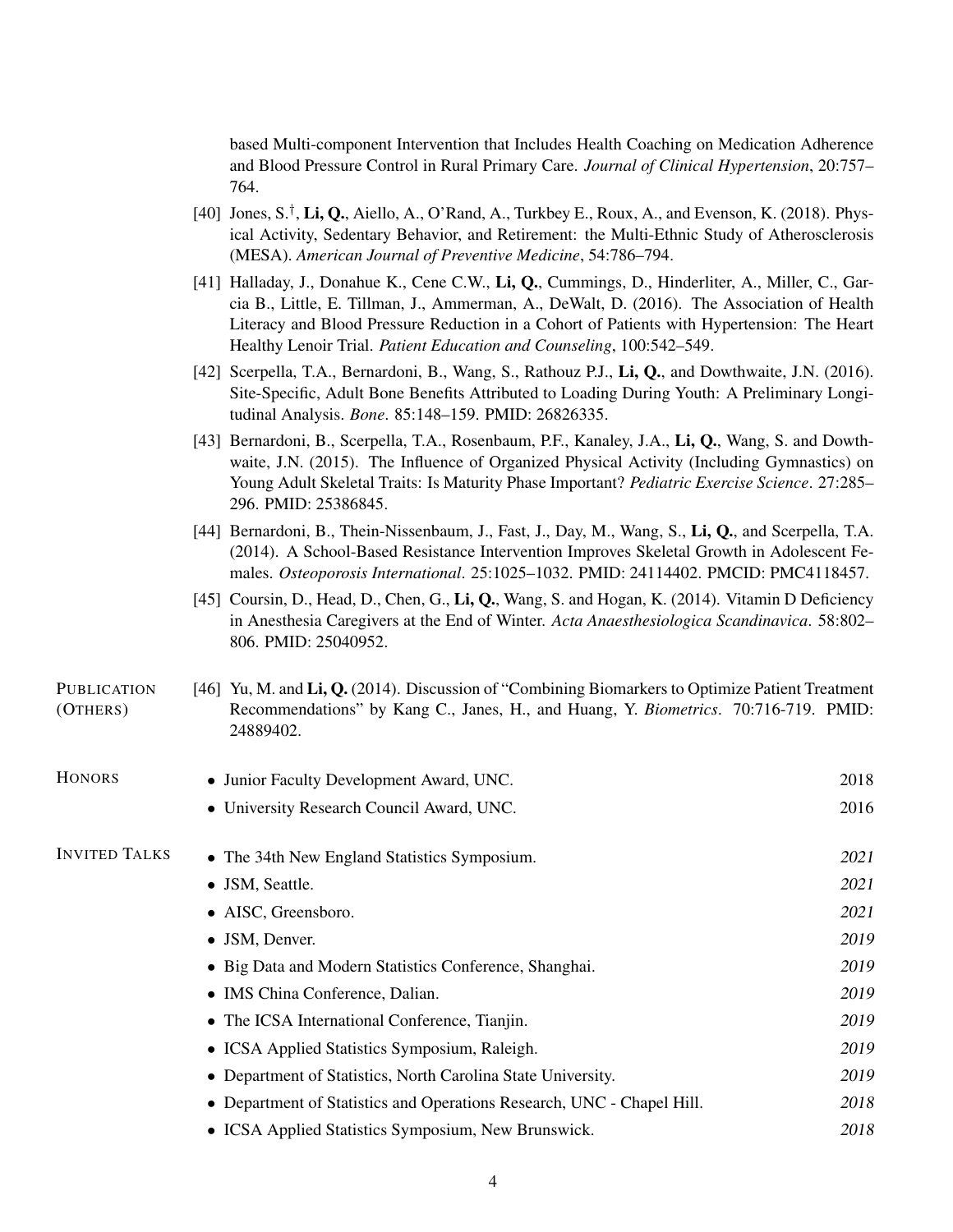based Multi-component Intervention that Includes Health Coaching on Medication Adherence and Blood Pressure Control in Rural Primary Care. *Journal of Clinical Hypertension*, 20:757–764.

[40] Jones, S.[†], **Li, Q.**, Aiello, A., O'Rand, A., Turkbey E., Roux, A., and Evenson, K. (2018). Physical Activity, Sedentary Behavior, and Retirement: the Multi-Ethnic Study of Atherosclerosis (MESA). *American Journal of Preventive Medicine*, 54:786–794.

[41] Halladay, J., Donahue K., Cene C.W., **Li, Q.**, Cummings, D., Hinderliter, A., Miller, C., Garcia B., Little, E. Tillman, J., Ammerman, A., DeWalt, D. (2016). The Association of Health Literacy and Blood Pressure Reduction in a Cohort of Patients with Hypertension: The Heart Healthy Lenoir Trial. *Patient Education and Counseling*, 100:542–549.

[42] Scerpella, T.A., Bernardoni, B., Wang, S., Rathouz P.J., **Li, Q.**, and Dowthwaite, J.N. (2016). Site-Specific, Adult Bone Benefits Attributed to Loading During Youth: A Preliminary Longitudinal Analysis. *Bone*. 85:148–159. PMID: 26826335.

[43] Bernardoni, B., Scerpella, T.A., Rosenbaum, P.F., Kanaley, J.A., **Li, Q.**, Wang, S. and Dowthwaite, J.N. (2015). The Influence of Organized Physical Activity (Including Gymnastics) on Young Adult Skeletal Traits: Is Maturity Phase Important? *Pediatric Exercise Science*. 27:285–296. PMID: 25386845.

[44] Bernardoni, B., Thein-Nissenbaum, J., Fast, J., Day, M., Wang, S., **Li, Q.**, and Scerpella, T.A. (2014). A School-Based Resistance Intervention Improves Skeletal Growth in Adolescent Females. *Osteoporosis International*. 25:1025–1032. PMID: 24114402. PMCID: PMC4118457.

[45] Coursin, D., Head, D., Chen, G., **Li, Q.**, Wang, S. and Hogan, K. (2014). Vitamin D Deficiency in Anesthesia Caregivers at the End of Winter. *Acta Anaesthesiologica Scandinavica*. 58:802–806. PMID: 25040952.

## Publication (Others)

[46] Yu, M. and **Li, Q.** (2014). Discussion of "Combining Biomarkers to Optimize Patient Treatment Recommendations" by Kang C., Janes, H., and Huang, Y. *Biometrics*. 70:716-719. PMID: 24889402.

## Honors

- Junior Faculty Development Award, UNC. 2018
- University Research Council Award, UNC. 2016

## Invited Talks

- The 34th New England Statistics Symposium. *2021*
- JSM, Seattle. *2021*
- AISC, Greensboro. *2021*
- JSM, Denver. *2019*
- Big Data and Modern Statistics Conference, Shanghai. *2019*
- IMS China Conference, Dalian. *2019*
- The ICSA International Conference, Tianjin. *2019*
- ICSA Applied Statistics Symposium, Raleigh. *2019*
- Department of Statistics, North Carolina State University. *2019*
- Department of Statistics and Operations Research, UNC - Chapel Hill. *2018*
- ICSA Applied Statistics Symposium, New Brunswick. *2018*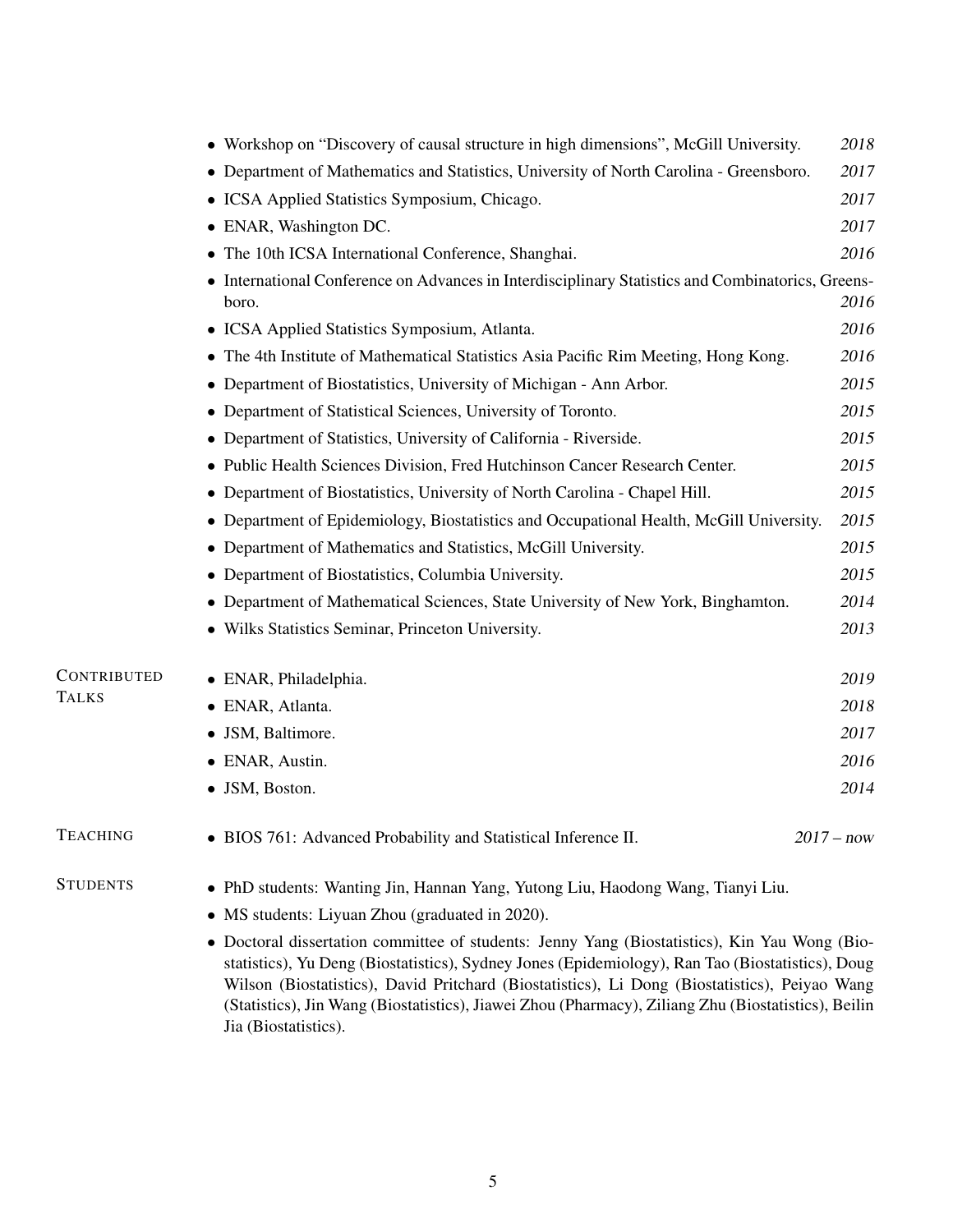- Workshop on "Discovery of causal structure in high dimensions", McGill University. *2018*
- Department of Mathematics and Statistics, University of North Carolina - Greensboro. *2017*
- ICSA Applied Statistics Symposium, Chicago. *2017*
- ENAR, Washington DC. *2017*
- The 10th ICSA International Conference, Shanghai. *2016*
- International Conference on Advances in Interdisciplinary Statistics and Combinatorics, Greensboro. *2016*
- ICSA Applied Statistics Symposium, Atlanta. *2016*
- The 4th Institute of Mathematical Statistics Asia Pacific Rim Meeting, Hong Kong. *2016*
- Department of Biostatistics, University of Michigan - Ann Arbor. *2015*
- Department of Statistical Sciences, University of Toronto. *2015*
- Department of Statistics, University of California - Riverside. *2015*
- Public Health Sciences Division, Fred Hutchinson Cancer Research Center. *2015*
- Department of Biostatistics, University of North Carolina - Chapel Hill. *2015*
- Department of Epidemiology, Biostatistics and Occupational Health, McGill University. *2015*
- Department of Mathematics and Statistics, McGill University. *2015*
- Department of Biostatistics, Columbia University. *2015*
- Department of Mathematical Sciences, State University of New York, Binghamton. *2014*
- Wilks Statistics Seminar, Princeton University. *2013*

## CONTRIBUTED TALKS

- ENAR, Philadelphia. *2019*
- ENAR, Atlanta. *2018*
- JSM, Baltimore. *2017*
- ENAR, Austin. *2016*
- JSM, Boston. *2014*

## TEACHING

- BIOS 761: Advanced Probability and Statistical Inference II. *2017 – now*

## STUDENTS

- PhD students: Wanting Jin, Hannan Yang, Yutong Liu, Haodong Wang, Tianyi Liu.
- MS students: Liyuan Zhou (graduated in 2020).
- Doctoral dissertation committee of students: Jenny Yang (Biostatistics), Kin Yau Wong (Biostatistics), Yu Deng (Biostatistics), Sydney Jones (Epidemiology), Ran Tao (Biostatistics), Doug Wilson (Biostatistics), David Pritchard (Biostatistics), Li Dong (Biostatistics), Peiyao Wang (Statistics), Jin Wang (Biostatistics), Jiawei Zhou (Pharmacy), Ziliang Zhu (Biostatistics), Beilin Jia (Biostatistics).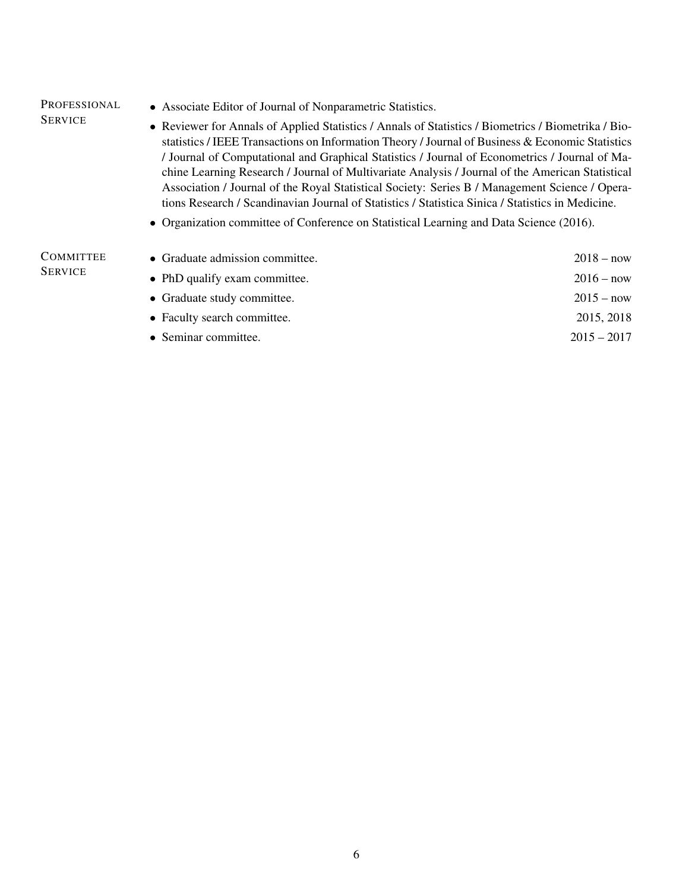## Professional Service

- Associate Editor of Journal of Nonparametric Statistics.
- Reviewer for Annals of Applied Statistics / Annals of Statistics / Biometrics / Biometrika / Biostatistics / IEEE Transactions on Information Theory / Journal of Business & Economic Statistics / Journal of Computational and Graphical Statistics / Journal of Econometrics / Journal of Machine Learning Research / Journal of Multivariate Analysis / Journal of the American Statistical Association / Journal of the Royal Statistical Society: Series B / Management Science / Operations Research / Scandinavian Journal of Statistics / Statistica Sinica / Statistics in Medicine.
- Organization committee of Conference on Statistical Learning and Data Science (2016).

## Committee Service

- Graduate admission committee. 2018 – now
- PhD qualify exam committee. 2016 – now
- Graduate study committee. 2015 – now
- Faculty search committee. 2015, 2018
- Seminar committee. 2015 – 2017